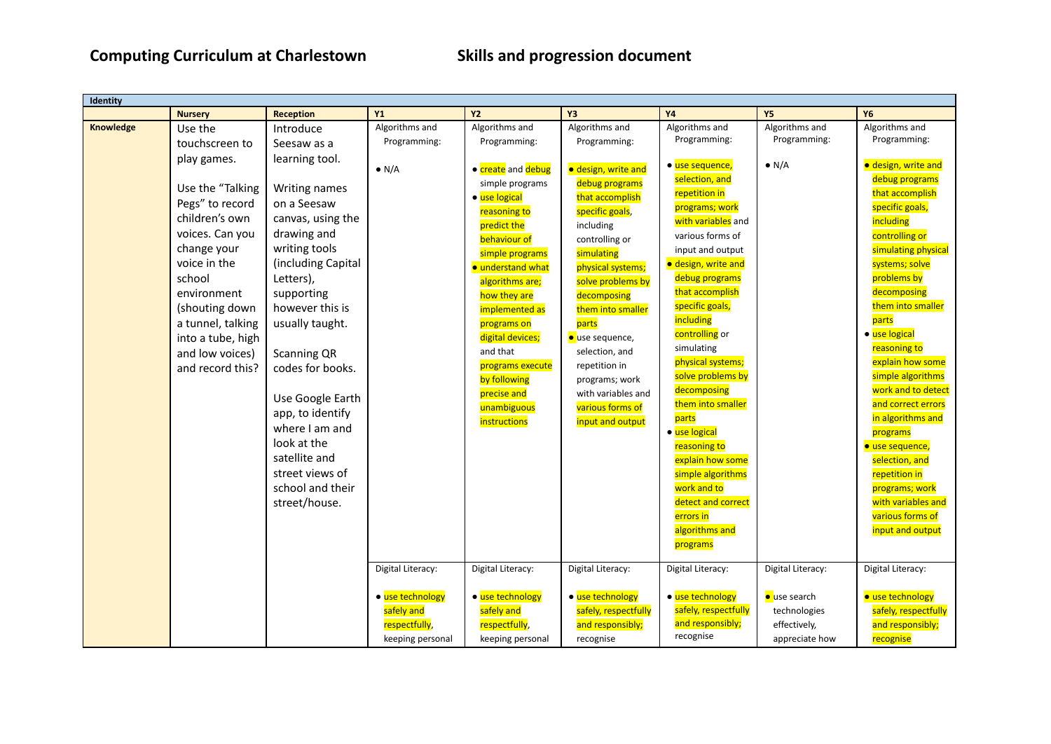## Computing Curriculum at Charlestown — Skills and progression document

| Identity | | | | | | | | |
|---|---|---|---|---|---|---|---|---|
| | **Nursery** | **Reception** | **Y1** | **Y2** | **Y3** | **Y4** | **Y5** | **Y6** |
| **Knowledge** | Use the touchscreen to play games.<br><br>Use the "Talking Pegs" to record children's own voices. Can you change your voice in the school environment (shouting down a tunnel, talking into a tube, high and low voices) and record this? | Introduce Seesaw as a learning tool.<br><br>Writing names on a Seesaw canvas, using the drawing and writing tools (including Capital Letters), supporting however this is usually taught.<br><br>Scanning QR codes for books.<br><br>Use Google Earth app, to identify where I am and look at the satellite and street views of school and their street/house. | Algorithms and Programming:<br><br>● N/A | Algorithms and Programming:<br><br>● create and debug simple programs<br>● use logical reasoning to predict the behaviour of simple programs<br>● understand what algorithms are; how they are implemented as programs on digital devices; and that programs execute by following precise and unambiguous instructions | Algorithms and Programming:<br><br>● design, write and debug programs that accomplish specific goals, including controlling or simulating physical systems; solve problems by decomposing them into smaller parts<br>● use sequence, selection, and repetition in programs; work with variables and various forms of input and output | Algorithms and Programming:<br><br>● use sequence, selection, and repetition in programs; work with variables and various forms of input and output<br>● design, write and debug programs that accomplish specific goals, including controlling or simulating physical systems; solve problems by decomposing them into smaller parts<br>● use logical reasoning to explain how some simple algorithms work and to detect and correct errors in algorithms and programs | Algorithms and Programming:<br><br>● N/A | Algorithms and Programming:<br><br>● design, write and debug programs that accomplish specific goals, including controlling or simulating physical systems; solve problems by decomposing them into smaller parts<br>● use logical reasoning to explain how some simple algorithms work and to detect and correct errors in algorithms and programs<br>● use sequence, selection, and repetition in programs; work with variables and various forms of input and output |
| | | | Digital Literacy:<br><br>● use technology safely and respectfully, keeping personal | Digital Literacy:<br><br>● use technology safely and respectfully, keeping personal | Digital Literacy:<br><br>● use technology safely, respectfully and responsibly; recognise | Digital Literacy:<br><br>● use technology safely, respectfully and responsibly; recognise | Digital Literacy:<br><br>● use search technologies effectively, appreciate how | Digital Literacy:<br><br>● use technology safely, respectfully and responsibly; recognise |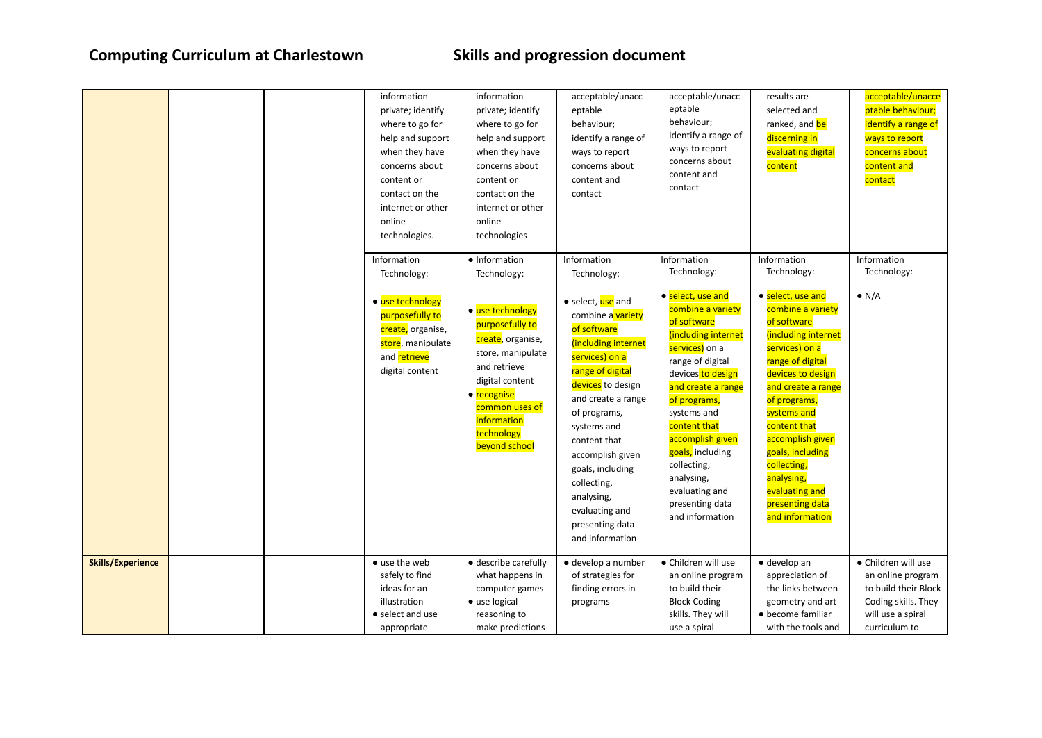## Computing Curriculum at Charlestown — Skills and progression document

| | | | | | | | | |
|---|---|---|---|---|---|---|---|---|
| | | | information private; identify where to go for help and support when they have concerns about content or contact on the internet or other online technologies. | information private; identify where to go for help and support when they have concerns about content or contact on the internet or other online technologies | acceptable/unacceptable behaviour; identify a range of ways to report concerns about content and contact | acceptable/unacceptable behaviour; identify a range of ways to report concerns about content and contact | results are selected and ranked, and be discerning in evaluating digital content | acceptable/unacceptable behaviour; identify a range of ways to report concerns about content and contact |
| | | | Information Technology: <br> • use technology purposefully to create, organise, store, manipulate and retrieve digital content | • Information Technology: <br> • use technology purposefully to create, organise, store, manipulate and retrieve digital content <br> • recognise common uses of information technology beyond school | Information Technology: <br> • select, use and combine a variety of software (including internet services) on a range of digital devices to design and create a range of programs, systems and content that accomplish given goals, including collecting, analysing, evaluating and presenting data and information | Information Technology: <br> • select, use and combine a variety of software (including internet services) on a range of digital devices to design and create a range of programs, systems and content that accomplish given goals, including collecting, analysing, evaluating and presenting data and information | Information Technology: <br> • select, use and combine a variety of software (including internet services) on a range of digital devices to design and create a range of programs, systems and content that accomplish given goals, including collecting, analysing, evaluating and presenting data and information | Information Technology: <br> • N/A |
| **Skills/Experience** | | | • use the web safely to find ideas for an illustration <br> • select and use appropriate | • describe carefully what happens in computer games <br> • use logical reasoning to make predictions | • develop a number of strategies for finding errors in programs | • Children will use an online program to build their Block Coding skills. They will use a spiral | • develop an appreciation of the links between geometry and art <br> • become familiar with the tools and | • Children will use an online program to build their Block Coding skills. They will use a spiral curriculum to |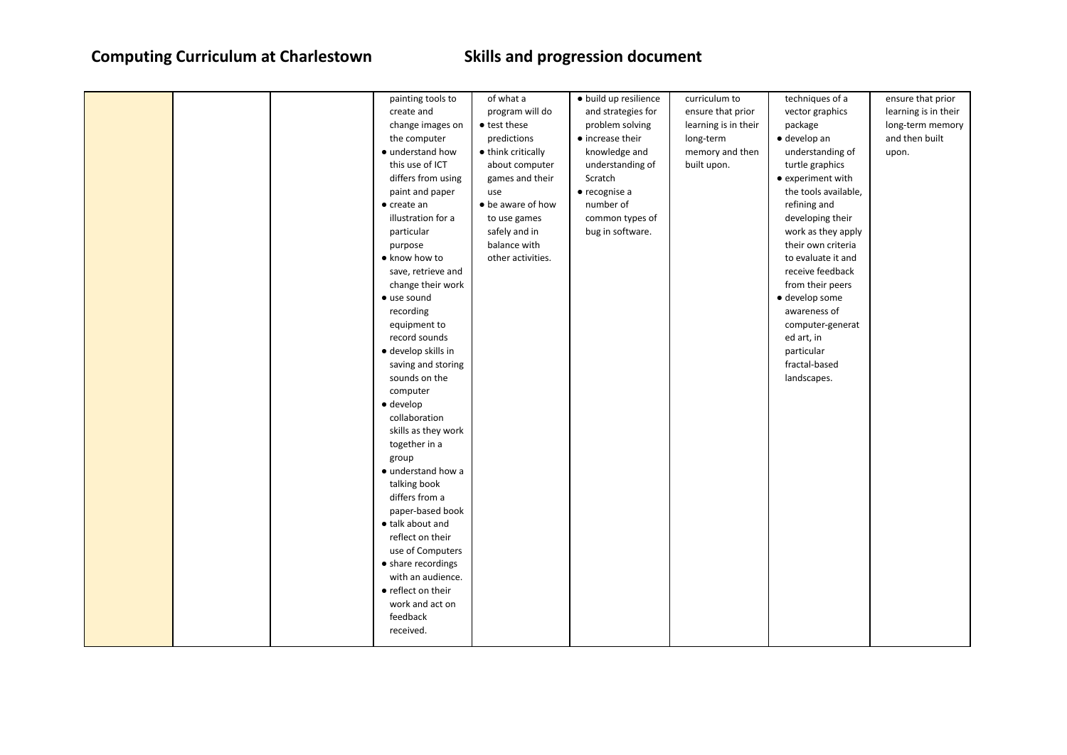# Computing Curriculum at Charlestown Skills and progression document

| | | | | | | | | |
|---|---|---|---|---|---|---|---|---|
| | | | painting tools to create and change images on the computer<br>• understand how this use of ICT differs from using paint and paper<br>• create an illustration for a particular purpose<br>• know how to save, retrieve and change their work<br>• use sound recording equipment to record sounds<br>• develop skills in saving and storing sounds on the computer<br>• develop collaboration skills as they work together in a group<br>• understand how a talking book differs from a paper-based book<br>• talk about and reflect on their use of Computers<br>• share recordings with an audience.<br>• reflect on their work and act on feedback received. | of what a program will do<br>• test these predictions<br>• think critically about computer games and their use<br>• be aware of how to use games safely and in balance with other activities. | • build up resilience and strategies for problem solving<br>• increase their knowledge and understanding of Scratch<br>• recognise a number of common types of bug in software. | curriculum to ensure that prior learning is in their long-term memory and then built upon. | techniques of a vector graphics package<br>• develop an understanding of turtle graphics<br>• experiment with the tools available, refining and developing their work as they apply their own criteria to evaluate it and receive feedback from their peers<br>• develop some awareness of computer-generated art, in particular fractal-based landscapes. | ensure that prior learning is in their long-term memory and then built upon. |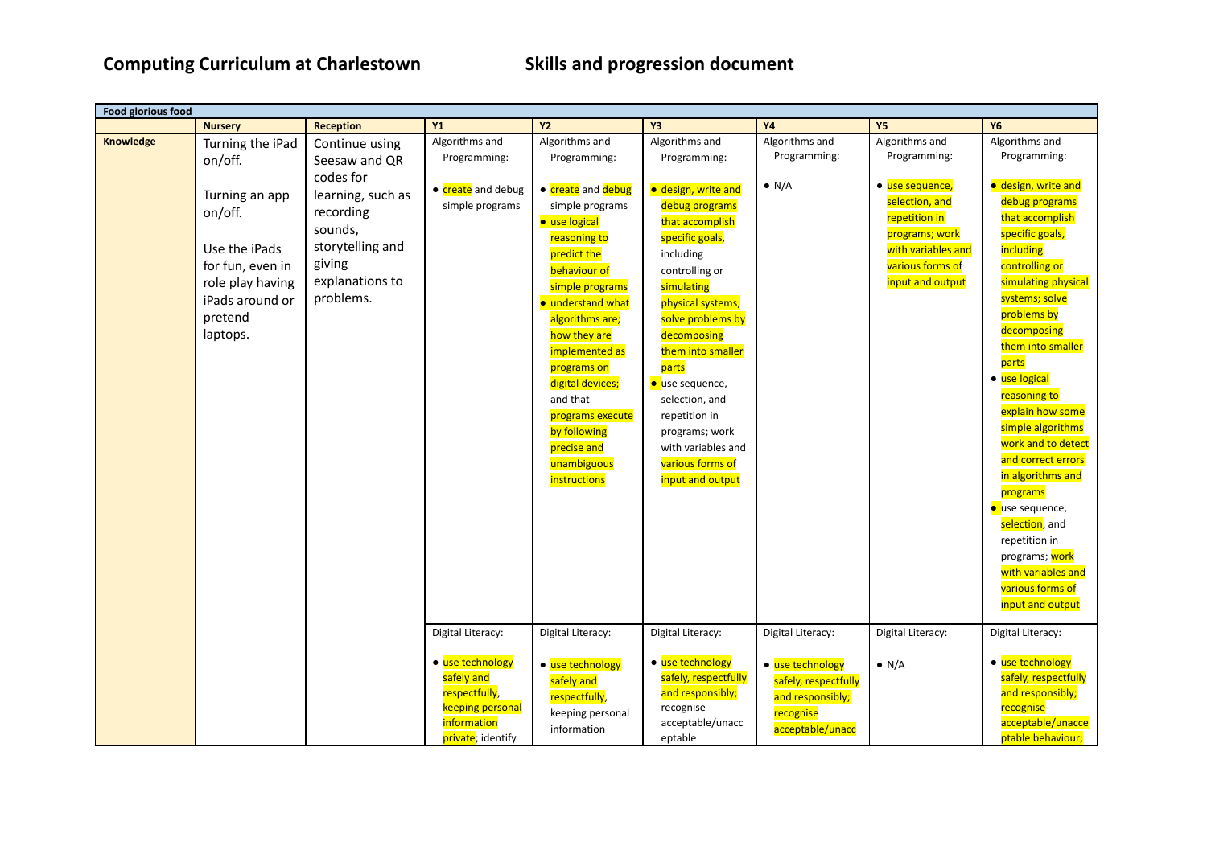# Computing Curriculum at Charlestown — Skills and progression document

| Food glorious food | | | | | | | | |
|---|---|---|---|---|---|---|---|---|
| | **Nursery** | **Reception** | **Y1** | **Y2** | **Y3** | **Y4** | **Y5** | **Y6** |
| **Knowledge** | Turning the iPad on/off. Turning an app on/off. Use the iPads for fun, even in role play having iPads around or pretend laptops. | Continue using Seesaw and QR codes for learning, such as recording sounds, storytelling and giving explanations to problems. | Algorithms and Programming: • create and debug simple programs | Algorithms and Programming: • create and debug simple programs • use logical reasoning to predict the behaviour of simple programs • understand what algorithms are; how they are implemented as programs on digital devices; and that programs execute by following precise and unambiguous instructions | Algorithms and Programming: • design, write and debug programs that accomplish specific goals, including controlling or simulating physical systems; solve problems by decomposing them into smaller parts • use sequence, selection, and repetition in programs; work with variables and various forms of input and output | Algorithms and Programming: • N/A | Algorithms and Programming: • use sequence, selection, and repetition in programs; work with variables and various forms of input and output | Algorithms and Programming: • design, write and debug programs that accomplish specific goals, including controlling or simulating physical systems; solve problems by decomposing them into smaller parts • use logical reasoning to explain how some simple algorithms work and to detect and correct errors in algorithms and programs • use sequence, selection, and repetition in programs; work with variables and various forms of input and output |
| | | | Digital Literacy: • use technology safely and respectfully, keeping personal information private; identify | Digital Literacy: • use technology safely and respectfully, keeping personal information | Digital Literacy: • use technology safely, respectfully and responsibly; recognise acceptable/unacceptable | Digital Literacy: • use technology safely, respectfully and responsibly; recognise acceptable/unacc | Digital Literacy: • N/A | Digital Literacy: • use technology safely, respectfully and responsibly; recognise acceptable/unacceptable behaviour; |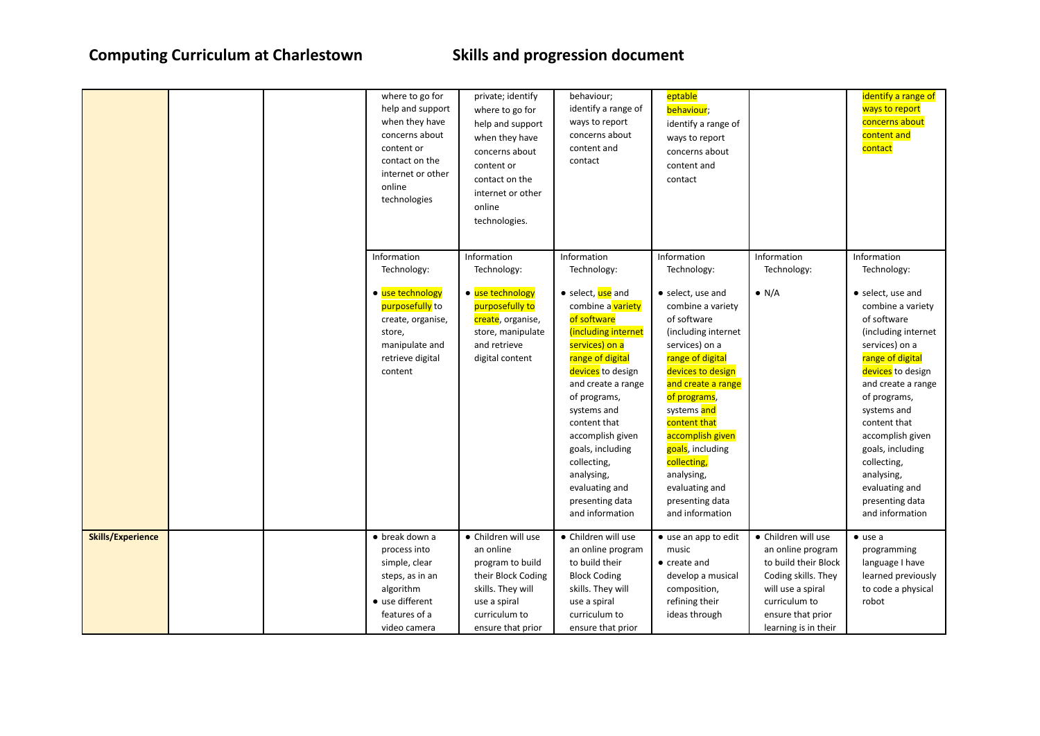# Computing Curriculum at Charlestown Skills and progression document

| | | | | | | | | |
|---|---|---|---|---|---|---|---|---|
| | | | where to go for help and support when they have concerns about content or contact on the internet or other online technologies | private; identify where to go for help and support when they have concerns about content or contact on the internet or other online technologies. | behaviour; identify a range of ways to report concerns about content and contact | eptable behaviour; identify a range of ways to report concerns about content and contact | | identify a range of ways to report concerns about content and contact |
| | | | Information Technology: ● use technology purposefully to create, organise, store, manipulate and retrieve digital content | Information Technology: ● use technology purposefully to create, organise, store, manipulate and retrieve digital content | Information Technology: ● select, use and combine a variety of software (including internet services) on a range of digital devices to design and create a range of programs, systems and content that accomplish given goals, including collecting, analysing, evaluating and presenting data and information | Information Technology: ● select, use and combine a variety of software (including internet services) on a range of digital devices to design and create a range of programs, systems and content that accomplish given goals, including collecting, analysing, evaluating and presenting data and information | Information Technology: ● N/A | Information Technology: ● select, use and combine a variety of software (including internet services) on a range of digital devices to design and create a range of programs, systems and content that accomplish given goals, including collecting, analysing, evaluating and presenting data and information |
| **Skills/Experience** | | | ● break down a process into simple, clear steps, as in an algorithm ● use different features of a video camera | ● Children will use an online program to build their Block Coding skills. They will use a spiral curriculum to ensure that prior | ● Children will use an online program to build their Block Coding skills. They will use a spiral curriculum to ensure that prior | ● use an app to edit music ● create and develop a musical composition, refining their ideas through | ● Children will use an online program to build their Block Coding skills. They will use a spiral curriculum to ensure that prior learning is in their | ● use a programming language I have learned previously to code a physical robot |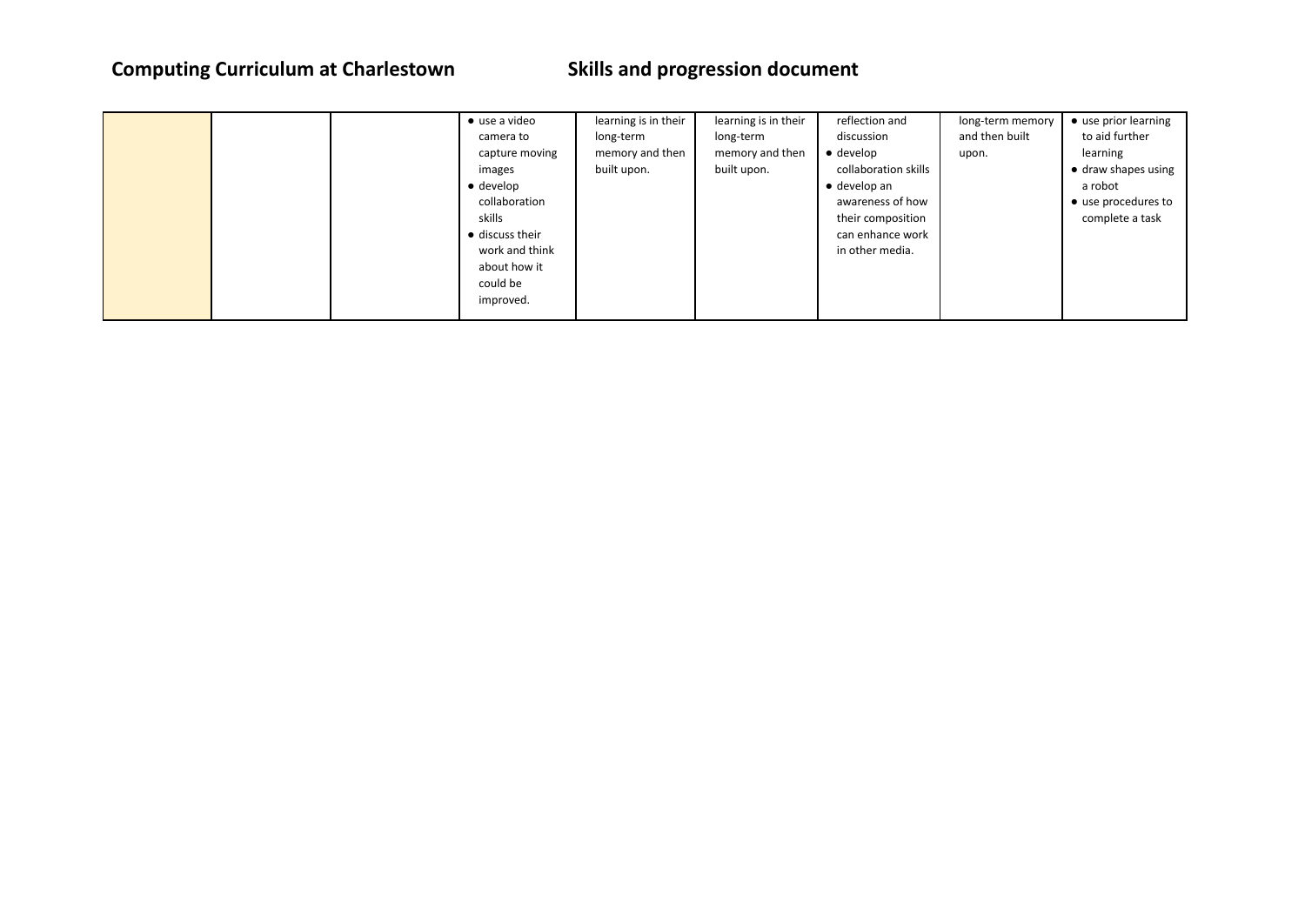| | | | | | | | | |
|---|---|---|---|---|---|---|---|---|
| | | | ● use a video camera to capture moving images<br>● develop collaboration skills<br>● discuss their work and think about how it could be improved. | learning is in their long-term memory and then built upon. | learning is in their long-term memory and then built upon. | reflection and discussion<br>● develop collaboration skills<br>● develop an awareness of how their composition can enhance work in other media. | long-term memory and then built upon. | ● use prior learning to aid further learning<br>● draw shapes using a robot<br>● use procedures to complete a task |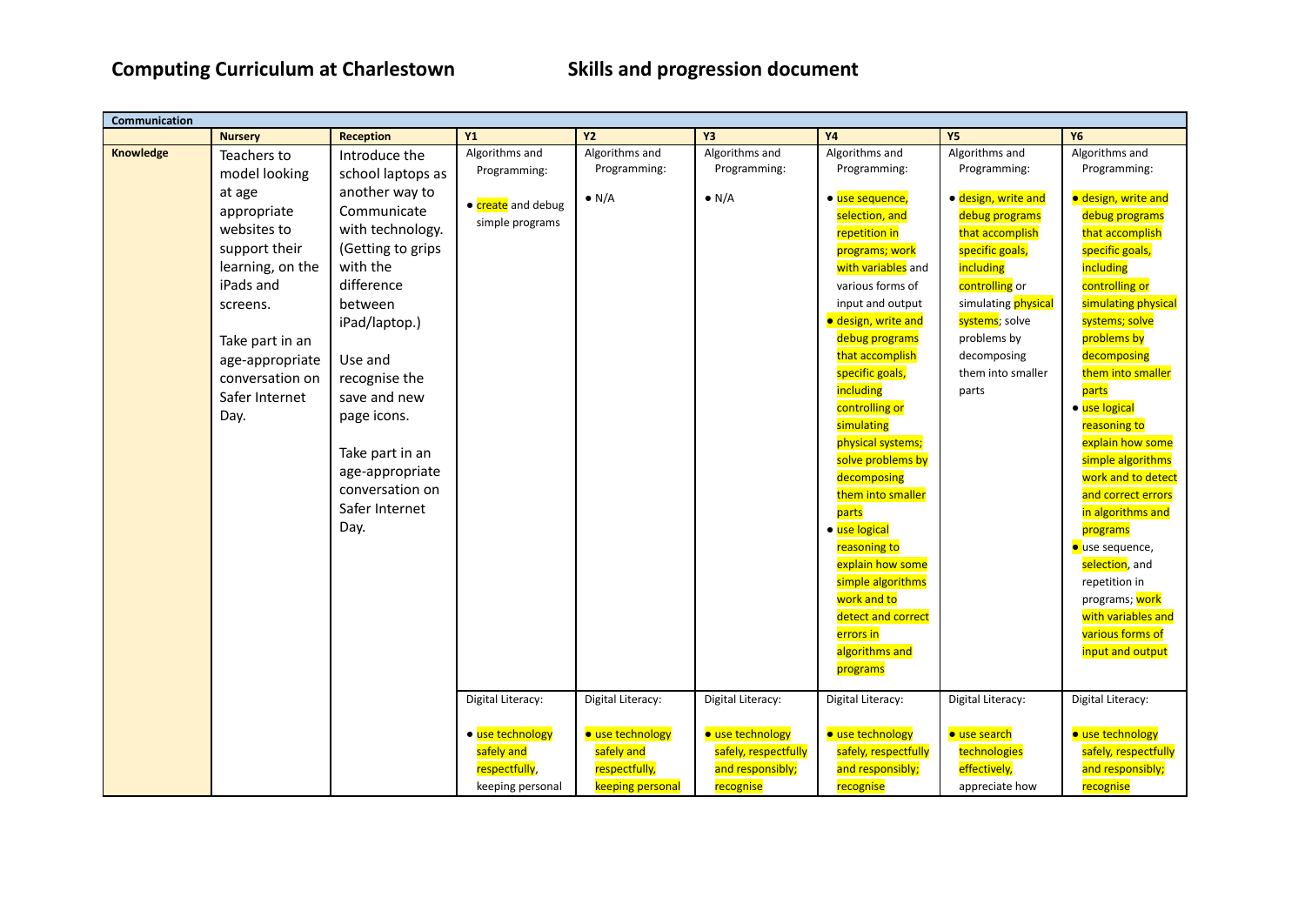# Computing Curriculum at Charlestown Skills and progression document

| Communication | | | | | | | | |
|---|---|---|---|---|---|---|---|---|
| | **Nursery** | **Reception** | **Y1** | **Y2** | **Y3** | **Y4** | **Y5** | **Y6** |
| **Knowledge** | Teachers to model looking at age appropriate websites to support their learning, on the iPads and screens.<br><br>Take part in an age-appropriate conversation on Safer Internet Day. | Introduce the school laptops as another way to Communicate with technology. (Getting to grips with the difference between iPad/laptop.)<br><br>Use and recognise the save and new page icons.<br><br>Take part in an age-appropriate conversation on Safer Internet Day. | Algorithms and Programming:<br><br>• create and debug simple programs | Algorithms and Programming:<br><br>• N/A | Algorithms and Programming:<br><br>• N/A | Algorithms and Programming:<br><br>• use sequence, selection, and repetition in programs; work with variables and various forms of input and output<br>• design, write and debug programs that accomplish specific goals, including controlling or simulating physical systems; solve problems by decomposing them into smaller parts<br>• use logical reasoning to explain how some simple algorithms work and to detect and correct errors in algorithms and programs | Algorithms and Programming:<br><br>• design, write and debug programs that accomplish specific goals, including controlling or simulating physical systems; solve problems by decomposing them into smaller parts | Algorithms and Programming:<br><br>• design, write and debug programs that accomplish specific goals, including controlling or simulating physical systems; solve problems by decomposing them into smaller parts<br>• use logical reasoning to explain how some simple algorithms work and to detect and correct errors in algorithms and programs<br>• use sequence, selection, and repetition in programs; work with variables and various forms of input and output |
| | | | Digital Literacy:<br><br>• use technology safely and respectfully, keeping personal | Digital Literacy:<br><br>• use technology safely and respectfully, keeping personal | Digital Literacy:<br><br>• use technology safely, respectfully and responsibly; recognise | Digital Literacy:<br><br>• use technology safely, respectfully and responsibly; recognise | Digital Literacy:<br><br>• use search technologies effectively, appreciate how | Digital Literacy:<br><br>• use technology safely, respectfully and responsibly; recognise |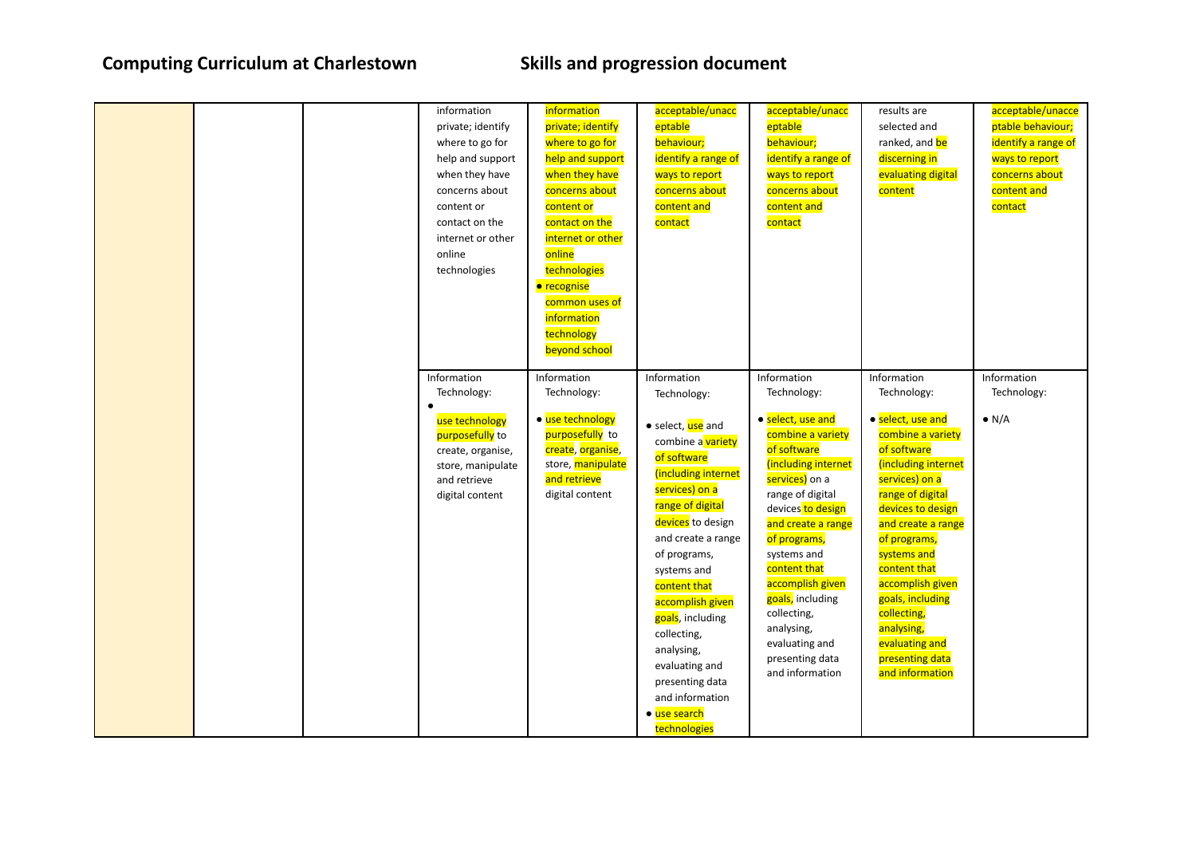**Computing Curriculum at Charlestown** **Skills and progression document**

| | | | | | | | |
|---|---|---|---|---|---|---|---|
| | | | information private; identify where to go for help and support when they have concerns about content or contact on the internet or other online technologies | information private; identify where to go for help and support when they have concerns about content or contact on the internet or other online technologies<br>● recognise common uses of information technology beyond school | acceptable/unacceptable behaviour; identify a range of ways to report concerns about content and contact | acceptable/unacceptable behaviour; identify a range of ways to report concerns about content and contact | results are selected and ranked, and be discerning in evaluating digital content | acceptable/unacceptable behaviour; identify a range of ways to report concerns about content and contact |
| | | | Information Technology:<br>● use technology purposefully to create, organise, store, manipulate and retrieve digital content | Information Technology:<br>● use technology purposefully to create, organise, store, manipulate and retrieve digital content | Information Technology:<br>● select, use and combine a variety of software (including internet services) on a range of digital devices to design and create a range of programs, systems and content that accomplish given goals, including collecting, analysing, evaluating and presenting data and information<br>● use search technologies | Information Technology:<br>● select, use and combine a variety of software (including internet services) on a range of digital devices to design and create a range of programs, systems and content that accomplish given goals, including collecting, analysing, evaluating and presenting data and information | Information Technology:<br>● select, use and combine a variety of software (including internet services) on a range of digital devices to design and create a range of programs, systems and content that accomplish given goals, including collecting, analysing, evaluating and presenting data and information | Information Technology:<br>● N/A |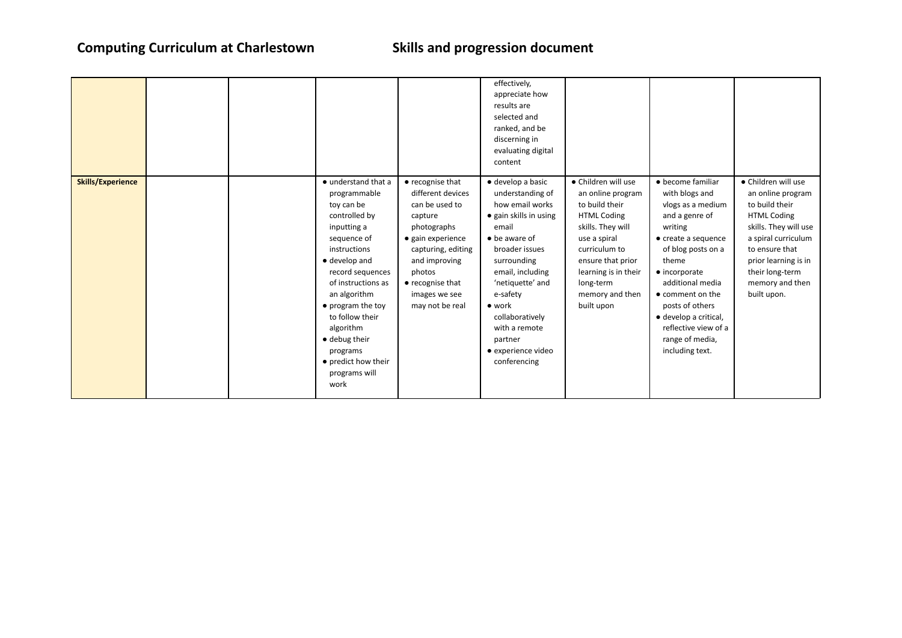# Computing Curriculum at Charlestown

## Skills and progression document

| | | | | | | | | |
|---|---|---|---|---|---|---|---|---|
| | | | | | effectively, appreciate how results are selected and ranked, and be discerning in evaluating digital content | | | |
| **Skills/Experience** | | | • understand that a programmable toy can be controlled by inputting a sequence of instructions<br>• develop and record sequences of instructions as an algorithm<br>• program the toy to follow their algorithm<br>• debug their programs<br>• predict how their programs will work | • recognise that different devices can be used to capture photographs<br>• gain experience capturing, editing and improving photos<br>• recognise that images we see may not be real | • develop a basic understanding of how email works<br>• gain skills in using email<br>• be aware of broader issues surrounding email, including 'netiquette' and e-safety<br>• work collaboratively with a remote partner<br>• experience video conferencing | • Children will use an online program to build their HTML Coding skills. They will use a spiral curriculum to ensure that prior learning is in their long-term memory and then built upon | • become familiar with blogs and vlogs as a medium and a genre of writing<br>• create a sequence of blog posts on a theme<br>• incorporate additional media<br>• comment on the posts of others<br>• develop a critical, reflective view of a range of media, including text. | • Children will use an online program to build their HTML Coding skills. They will use a spiral curriculum to ensure that prior learning is in their long-term memory and then built upon. |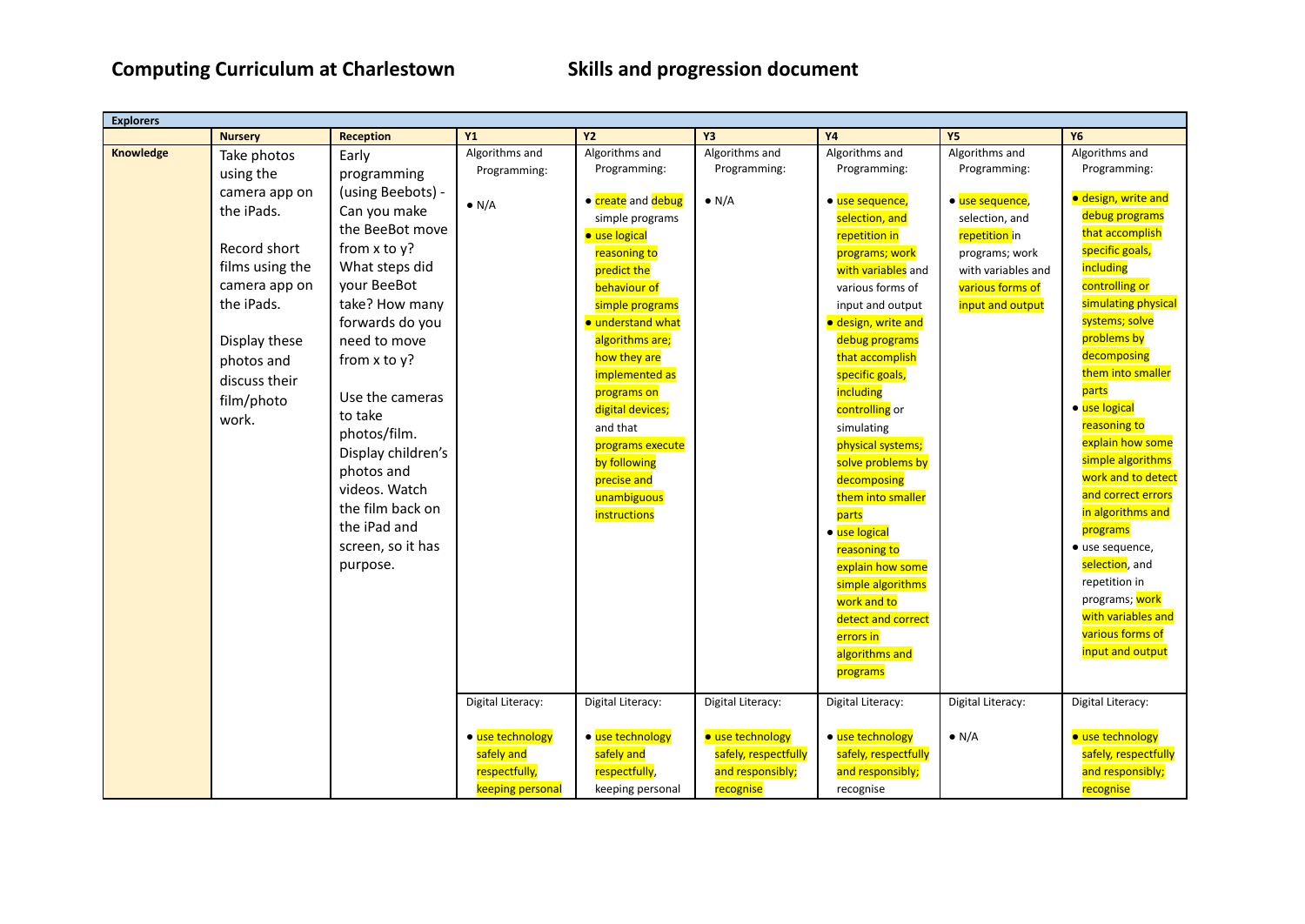# Computing Curriculum at Charlestown

## Skills and progression document

| Explorers | | | | | | | | |
|---|---|---|---|---|---|---|---|---|
| | **Nursery** | **Reception** | **Y1** | **Y2** | **Y3** | **Y4** | **Y5** | **Y6** |
| **Knowledge** | Take photos using the camera app on the iPads.<br><br>Record short films using the camera app on the iPads.<br><br>Display these photos and discuss their film/photo work. | Early programming (using Beebots) - Can you make the BeeBot move from x to y? What steps did your BeeBot take? How many forwards do you need to move from x to y?<br><br>Use the cameras to take photos/film. Display children's photos and videos. Watch the film back on the iPad and screen, so it has purpose. | Algorithms and Programming:<br><br>● N/A | Algorithms and Programming:<br><br>● create and debug simple programs<br>● use logical reasoning to predict the behaviour of simple programs<br>● understand what algorithms are; how they are implemented as programs on digital devices; and that programs execute by following precise and unambiguous instructions | Algorithms and Programming:<br><br>● N/A | Algorithms and Programming:<br><br>● use sequence, selection, and repetition in programs; work with variables and various forms of input and output<br>● design, write and debug programs that accomplish specific goals, including controlling or simulating physical systems; solve problems by decomposing them into smaller parts<br>● use logical reasoning to explain how some simple algorithms work and to detect and correct errors in algorithms and programs | Algorithms and Programming:<br><br>● use sequence, selection, and repetition in programs; work with variables and various forms of input and output | Algorithms and Programming:<br><br>● design, write and debug programs that accomplish specific goals, including controlling or simulating physical systems; solve problems by decomposing them into smaller parts<br>● use logical reasoning to explain how some simple algorithms work and to detect and correct errors in algorithms and programs<br>● use sequence, selection, and repetition in programs; work with variables and various forms of input and output |
| | | | Digital Literacy:<br><br>● use technology safely and respectfully, keeping personal | Digital Literacy:<br><br>● use technology safely and respectfully, keeping personal | Digital Literacy:<br><br>● use technology safely, respectfully and responsibly; recognise | Digital Literacy:<br><br>● use technology safely, respectfully and responsibly; recognise | Digital Literacy:<br><br>● N/A | Digital Literacy:<br><br>● use technology safely, respectfully and responsibly; recognise |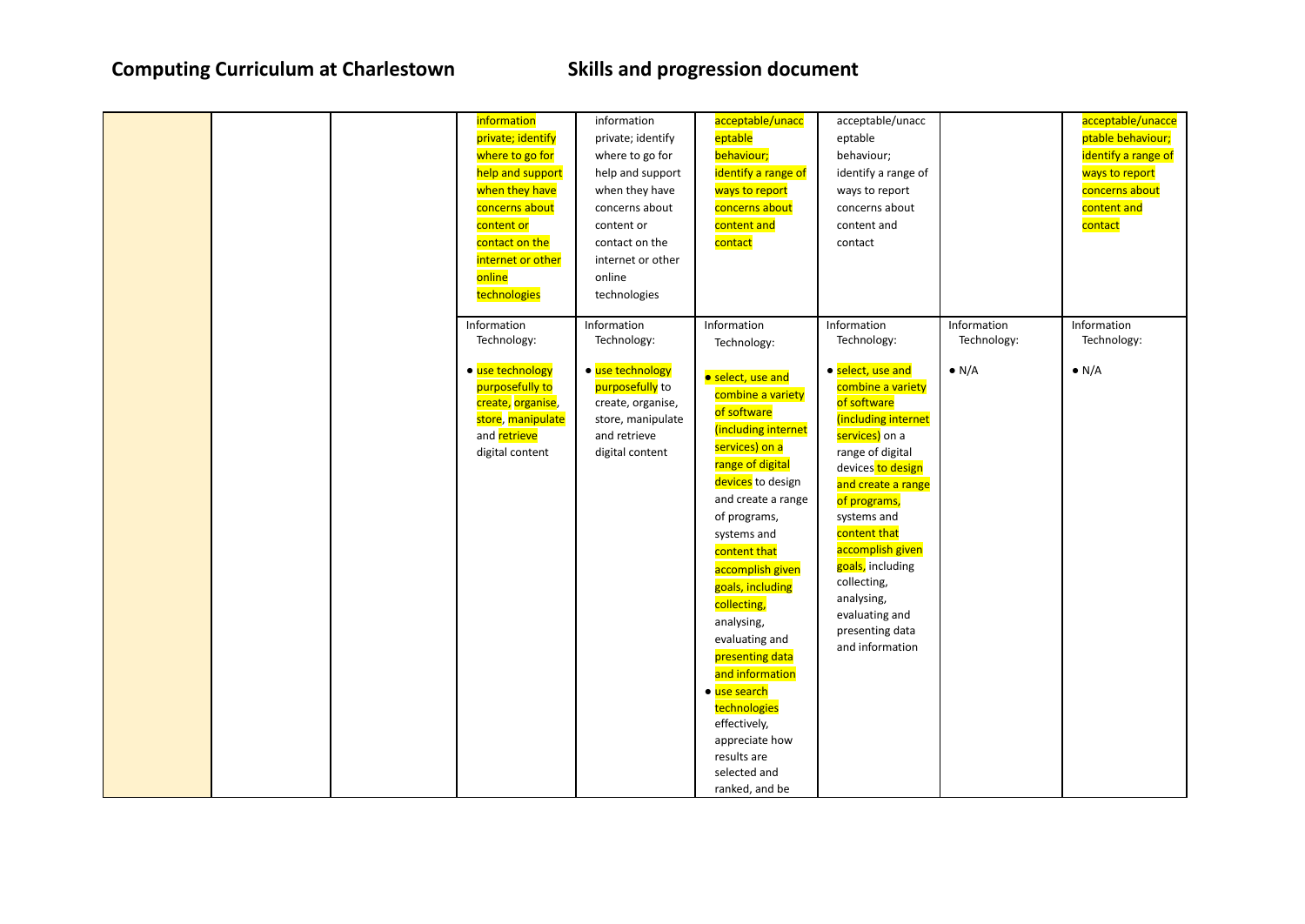# Computing Curriculum at Charlestown Skills and progression document

| | | | | | | | | |
|---|---|---|---|---|---|---|---|---|
| | | | information private; identify where to go for help and support when they have concerns about content or contact on the internet or other online technologies | information private; identify where to go for help and support when they have concerns about content or contact on the internet or other online technologies | acceptable/unacceptable behaviour; identify a range of ways to report concerns about content and contact | acceptable/unacceptable behaviour; identify a range of ways to report concerns about content and contact | | acceptable/unacceptable behaviour; identify a range of ways to report concerns about content and contact |
| | | | Information Technology:<br><br>• use technology purposefully to create, organise, store, manipulate and retrieve digital content | Information Technology:<br><br>• use technology purposefully to create, organise, store, manipulate and retrieve digital content | Information Technology:<br><br>• select, use and combine a variety of software (including internet services) on a range of digital devices to design and create a range of programs, systems and content that accomplish given goals, including collecting, analysing, evaluating and presenting data and information<br>• use search technologies effectively, appreciate how results are selected and ranked, and be | Information Technology:<br><br>• select, use and combine a variety of software (including internet services) on a range of digital devices to design and create a range of programs, systems and content that accomplish given goals, including collecting, analysing, evaluating and presenting data and information | Information Technology:<br><br>• N/A | Information Technology:<br><br>• N/A |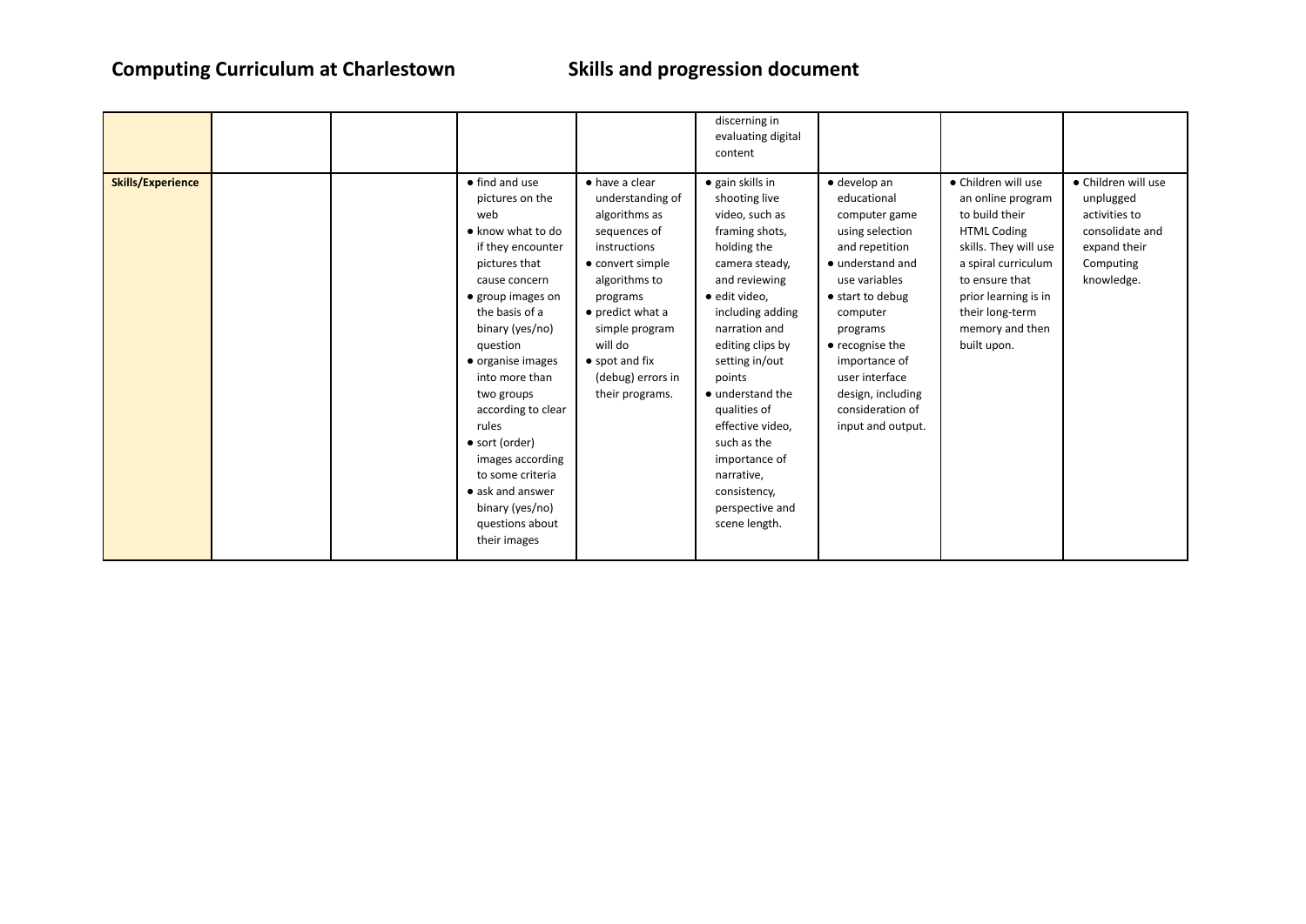## Computing Curriculum at Charlestown　　　Skills and progression document

| | | | | | | | | |
|---|---|---|---|---|---|---|---|---|
| | | | | | discerning in evaluating digital content | | | |
| **Skills/Experience** | | | ● find and use pictures on the web<br>● know what to do if they encounter pictures that cause concern<br>● group images on the basis of a binary (yes/no) question<br>● organise images into more than two groups according to clear rules<br>● sort (order) images according to some criteria<br>● ask and answer binary (yes/no) questions about their images | ● have a clear understanding of algorithms as sequences of instructions<br>● convert simple algorithms to programs<br>● predict what a simple program will do<br>● spot and fix (debug) errors in their programs. | ● gain skills in shooting live video, such as framing shots, holding the camera steady, and reviewing<br>● edit video, including adding narration and editing clips by setting in/out points<br>● understand the qualities of effective video, such as the importance of narrative, consistency, perspective and scene length. | ● develop an educational computer game using selection and repetition<br>● understand and use variables<br>● start to debug computer programs<br>● recognise the importance of user interface design, including consideration of input and output. | ● Children will use an online program to build their HTML Coding skills. They will use a spiral curriculum to ensure that prior learning is in their long-term memory and then built upon. | ● Children will use unplugged activities to consolidate and expand their Computing knowledge. |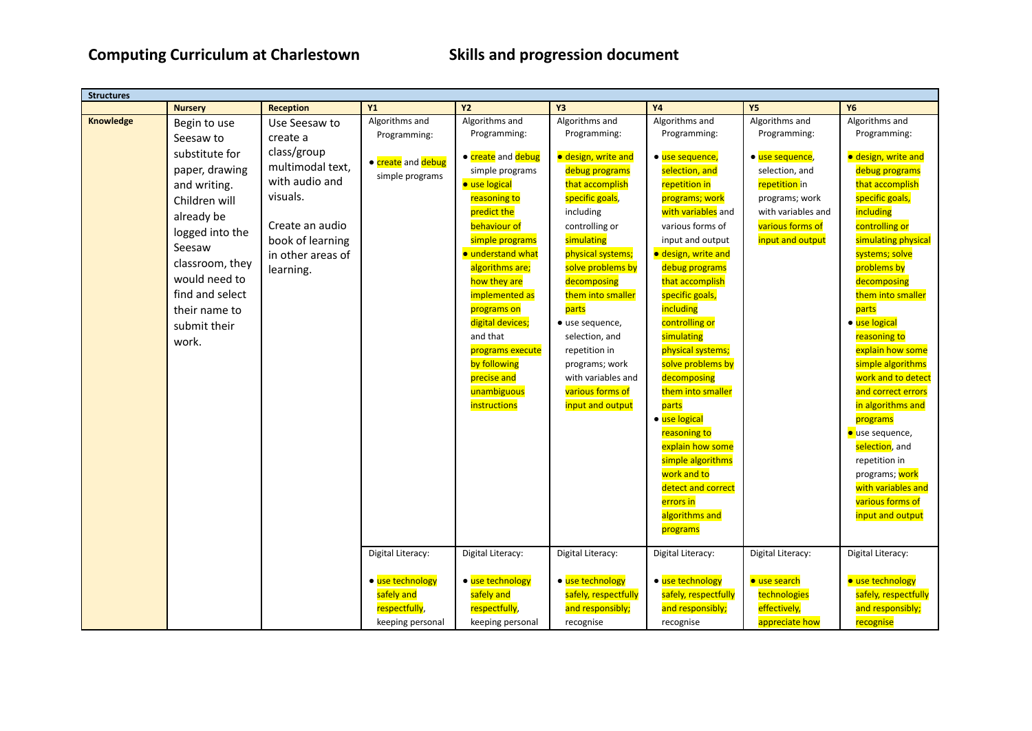## Computing Curriculum at Charlestown — Skills and progression document

| Structures | | | | | | | | |
|---|---|---|---|---|---|---|---|---|
| | **Nursery** | **Reception** | **Y1** | **Y2** | **Y3** | **Y4** | **Y5** | **Y6** |
| **Knowledge** | Begin to use Seesaw to substitute for paper, drawing and writing. Children will already be logged into the Seesaw classroom, they would need to find and select their name to submit their work. | Use Seesaw to create a class/group multimodal text, with audio and visuals.<br><br>Create an audio book of learning in other areas of learning. | Algorithms and Programming:<br><br>• create and debug simple programs | Algorithms and Programming:<br><br>• create and debug simple programs<br>• use logical reasoning to predict the behaviour of simple programs<br>• understand what algorithms are; how they are implemented as programs on digital devices; and that programs execute by following precise and unambiguous instructions | Algorithms and Programming:<br><br>• design, write and debug programs that accomplish specific goals, including controlling or simulating physical systems; solve problems by decomposing them into smaller parts<br>• use sequence, selection, and repetition in programs; work with variables and various forms of input and output | Algorithms and Programming:<br><br>• use sequence, selection, and repetition in programs; work with variables and various forms of input and output<br>• design, write and debug programs that accomplish specific goals, including controlling or simulating physical systems; solve problems by decomposing them into smaller parts<br>• use logical reasoning to explain how some simple algorithms work and to detect and correct errors in algorithms and programs | Algorithms and Programming:<br><br>• use sequence, selection, and repetition in programs; work with variables and various forms of input and output | Algorithms and Programming:<br><br>• design, write and debug programs that accomplish specific goals, including controlling or simulating physical systems; solve problems by decomposing them into smaller parts<br>• use logical reasoning to explain how some simple algorithms work and to detect and correct errors in algorithms and programs<br>• use sequence, selection, and repetition in programs; work with variables and various forms of input and output |
| | | | Digital Literacy:<br><br>• use technology safely and respectfully, keeping personal | Digital Literacy:<br><br>• use technology safely and respectfully, keeping personal | Digital Literacy:<br><br>• use technology safely, respectfully and responsibly; recognise | Digital Literacy:<br><br>• use technology safely, respectfully and responsibly; recognise | Digital Literacy:<br><br>• use search technologies effectively, appreciate how | Digital Literacy:<br><br>• use technology safely, respectfully and responsibly; recognise |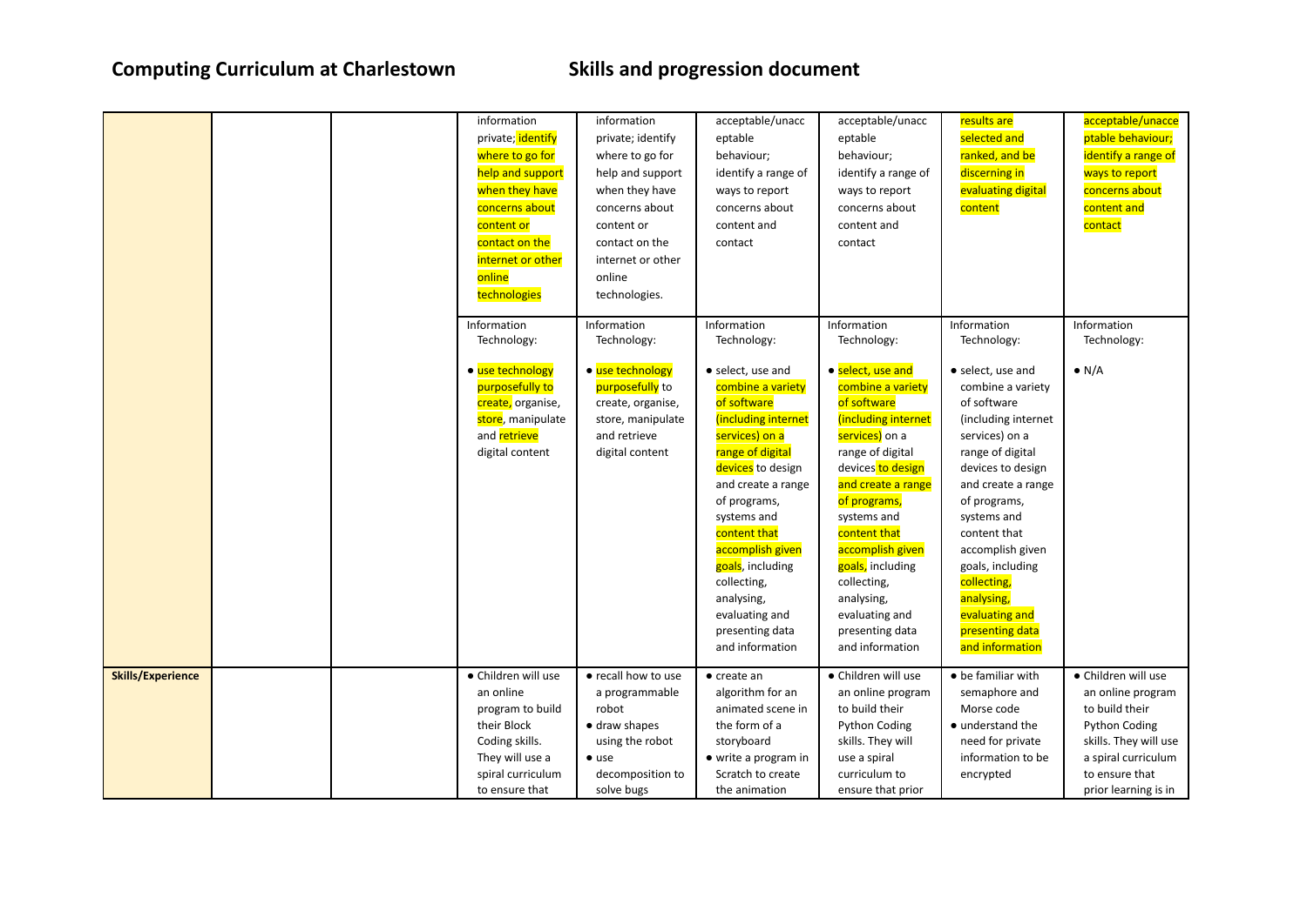## Computing Curriculum at Charlestown — Skills and progression document

| | | | | | | | | |
|---|---|---|---|---|---|---|---|---|
| | | | information private; identify where to go for help and support when they have concerns about content or contact on the internet or other online technologies | information private; identify where to go for help and support when they have concerns about content or contact on the internet or other online technologies. | acceptable/unacceptable behaviour; identify a range of ways to report concerns about content and contact | acceptable/unacceptable behaviour; identify a range of ways to report concerns about content and contact | results are selected and ranked, and be discerning in evaluating digital content | acceptable/unacceptable behaviour; identify a range of ways to report concerns about content and contact |
| | | | Information Technology: <br> ● use technology purposefully to create, organise, store, manipulate and retrieve digital content | Information Technology: <br> ● use technology purposefully to create, organise, store, manipulate and retrieve digital content | Information Technology: <br> ● select, use and combine a variety of software (including internet services) on a range of digital devices to design and create a range of programs, systems and content that accomplish given goals, including collecting, analysing, evaluating and presenting data and information | Information Technology: <br> ● select, use and combine a variety of software (including internet services) on a range of digital devices to design and create a range of programs, systems and content that accomplish given goals, including collecting, analysing, evaluating and presenting data and information | Information Technology: <br> ● select, use and combine a variety of software (including internet services) on a range of digital devices to design and create a range of programs, systems and content that accomplish given goals, including collecting, analysing, evaluating and presenting data and information | Information Technology: <br> ● N/A |
| **Skills/Experience** | | | ● Children will use an online program to build their Block Coding skills. They will use a spiral curriculum to ensure that | ● recall how to use a programmable robot <br> ● draw shapes using the robot <br> ● use decomposition to solve bugs | ● create an algorithm for an animated scene in the form of a storyboard <br> ● write a program in Scratch to create the animation | ● Children will use an online program to build their Python Coding skills. They will use a spiral curriculum to ensure that prior | ● be familiar with semaphore and Morse code <br> ● understand the need for private information to be encrypted | ● Children will use an online program to build their Python Coding skills. They will use a spiral curriculum to ensure that prior learning is in |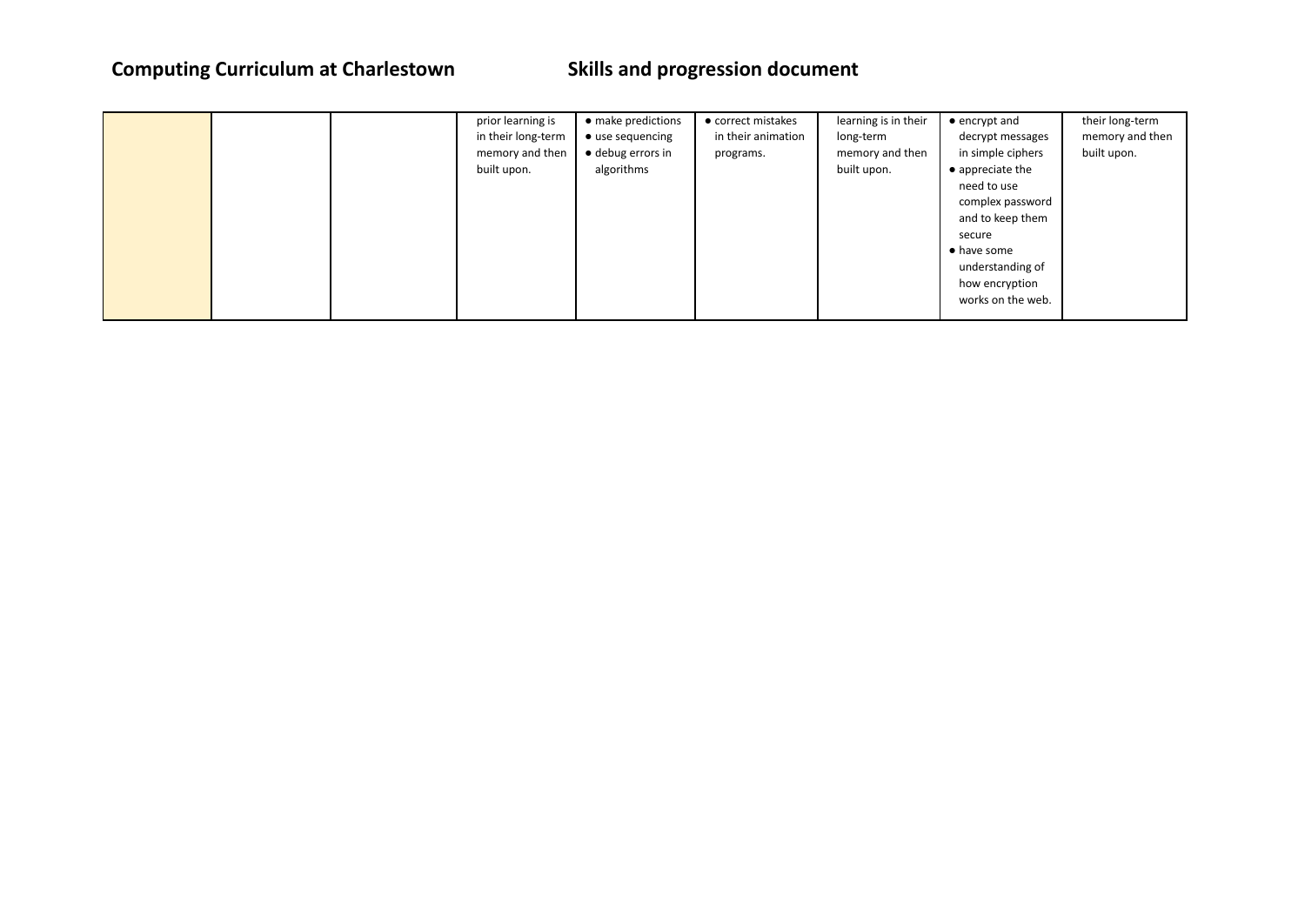# Computing Curriculum at Charlestown Skills and progression document

| | | | | | | | | |
|---|---|---|---|---|---|---|---|---|
| | | | prior learning is in their long-term memory and then built upon. | • make predictions<br>• use sequencing<br>• debug errors in algorithms | • correct mistakes in their animation programs. | learning is in their long-term memory and then built upon. | • encrypt and decrypt messages in simple ciphers<br>• appreciate the need to use complex password and to keep them secure<br>• have some understanding of how encryption works on the web. | their long-term memory and then built upon. |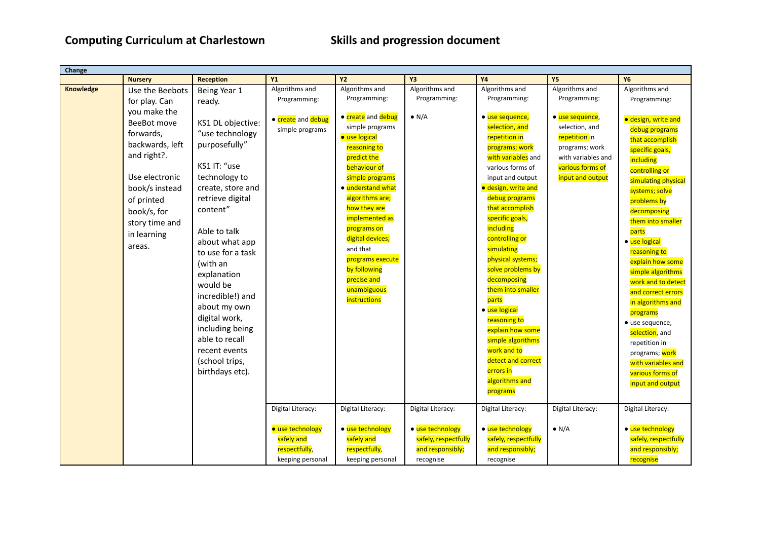# Computing Curriculum at Charlestown

## Skills and progression document

| Change | | | | | | | | |
|---|---|---|---|---|---|---|---|---|
| | **Nursery** | **Reception** | **Y1** | **Y2** | **Y3** | **Y4** | **Y5** | **Y6** |
| **Knowledge** | Use the Beebots for play. Can you make the BeeBot move forwards, backwards, left and right?.<br><br>Use electronic book/s instead of printed book/s, for story time and in learning areas. | Being Year 1 ready.<br><br>KS1 DL objective: "use technology purposefully"<br><br>KS1 IT: "use technology to create, store and retrieve digital content"<br><br>Able to talk about what app to use for a task (with an explanation would be incredible!) and about my own digital work, including being able to recall recent events (school trips, birthdays etc). | Algorithms and Programming:<br><br>● create and debug simple programs | Algorithms and Programming:<br><br>● create and debug simple programs<br>● use logical reasoning to predict the behaviour of simple programs<br>● understand what algorithms are; how they are implemented as programs on digital devices; and that programs execute by following precise and unambiguous instructions | Algorithms and Programming:<br><br>● N/A | Algorithms and Programming:<br><br>● use sequence, selection, and repetition in programs; work with variables and various forms of input and output<br>● design, write and debug programs that accomplish specific goals, including controlling or simulating physical systems; solve problems by decomposing them into smaller parts<br>● use logical reasoning to explain how some simple algorithms work and to detect and correct errors in algorithms and programs | Algorithms and Programming:<br><br>● use sequence, selection, and repetition in programs; work with variables and various forms of input and output | Algorithms and Programming:<br><br>● design, write and debug programs that accomplish specific goals, including controlling or simulating physical systems; solve problems by decomposing them into smaller parts<br>● use logical reasoning to explain how some simple algorithms work and to detect and correct errors in algorithms and programs<br>● use sequence, selection, and repetition in programs; work with variables and various forms of input and output |
| | | | Digital Literacy:<br><br>● use technology safely and respectfully, keeping personal | Digital Literacy:<br><br>● use technology safely and respectfully, keeping personal | Digital Literacy:<br><br>● use technology safely, respectfully and responsibly; recognise | Digital Literacy:<br><br>● use technology safely, respectfully and responsibly; recognise | Digital Literacy:<br><br>● N/A | Digital Literacy:<br><br>● use technology safely, respectfully and responsibly; recognise |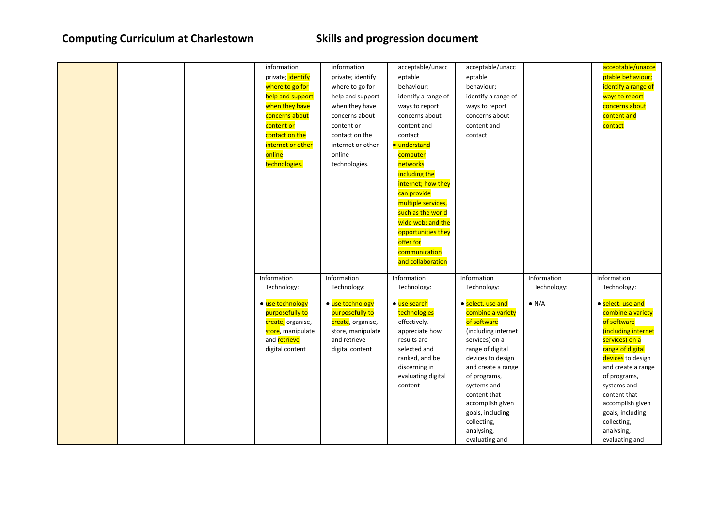**Computing Curriculum at Charlestown** **Skills and progression document**

| | | | | | | | | |
|---|---|---|---|---|---|---|---|---|
| | | | information private; identify where to go for help and support when they have concerns about content or contact on the internet or other online technologies. | information private; identify where to go for help and support when they have concerns about content or contact on the internet or other online technologies. | acceptable/unacceptable behaviour; identify a range of ways to report concerns about content and contact<br>● understand computer networks including the internet; how they can provide multiple services, such as the world wide web; and the opportunities they offer for communication and collaboration | acceptable/unacceptable behaviour; identify a range of ways to report concerns about content and contact | | acceptable/unacceptable behaviour; identify a range of ways to report concerns about content and contact |
| | | | Information Technology:<br>● use technology purposefully to create, organise, store, manipulate and retrieve digital content | Information Technology:<br>● use technology purposefully to create, organise, store, manipulate and retrieve digital content | Information Technology:<br>● use search technologies effectively, appreciate how results are selected and ranked, and be discerning in evaluating digital content | Information Technology:<br>● select, use and combine a variety of software (including internet services) on a range of digital devices to design and create a range of programs, systems and content that accomplish given goals, including collecting, analysing, evaluating and | Information Technology:<br>● N/A | Information Technology:<br>● select, use and combine a variety of software (including internet services) on a range of digital devices to design and create a range of programs, systems and content that accomplish given goals, including collecting, analysing, evaluating and |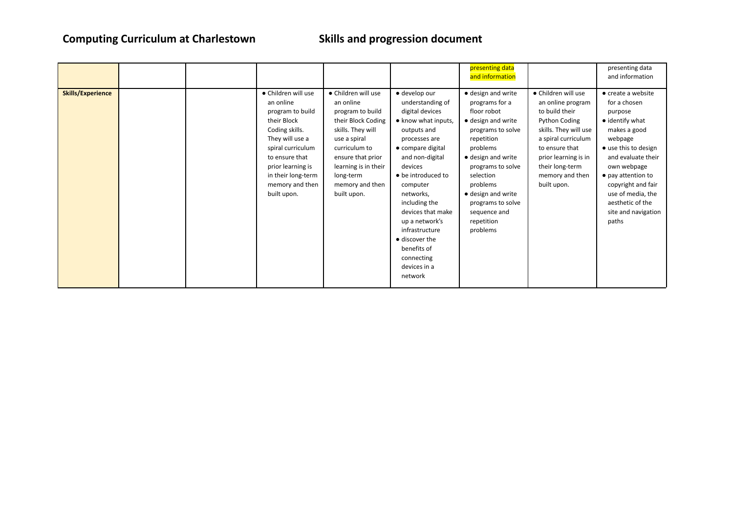# Computing Curriculum at Charlestown Skills and progression document

| | | | | | | | | |
|---|---|---|---|---|---|---|---|---|
| | | | | | | presenting data and information | | presenting data and information |
| **Skills/Experience** | | | • Children will use an online program to build their Block Coding skills. They will use a spiral curriculum to ensure that prior learning is in their long-term memory and then built upon. | • Children will use an online program to build their Block Coding skills. They will use a spiral curriculum to ensure that prior learning is in their long-term memory and then built upon. | • develop our understanding of digital devices<br>• know what inputs, outputs and processes are<br>• compare digital and non-digital devices<br>• be introduced to computer networks, including the devices that make up a network's infrastructure<br>• discover the benefits of connecting devices in a network | • design and write programs for a floor robot<br>• design and write programs to solve repetition problems<br>• design and write programs to solve selection problems<br>• design and write programs to solve sequence and repetition problems | • Children will use an online program to build their Python Coding skills. They will use a spiral curriculum to ensure that prior learning is in their long-term memory and then built upon. | • create a website for a chosen purpose<br>• identify what makes a good webpage<br>• use this to design and evaluate their own webpage<br>• pay attention to copyright and fair use of media, the aesthetic of the site and navigation paths |